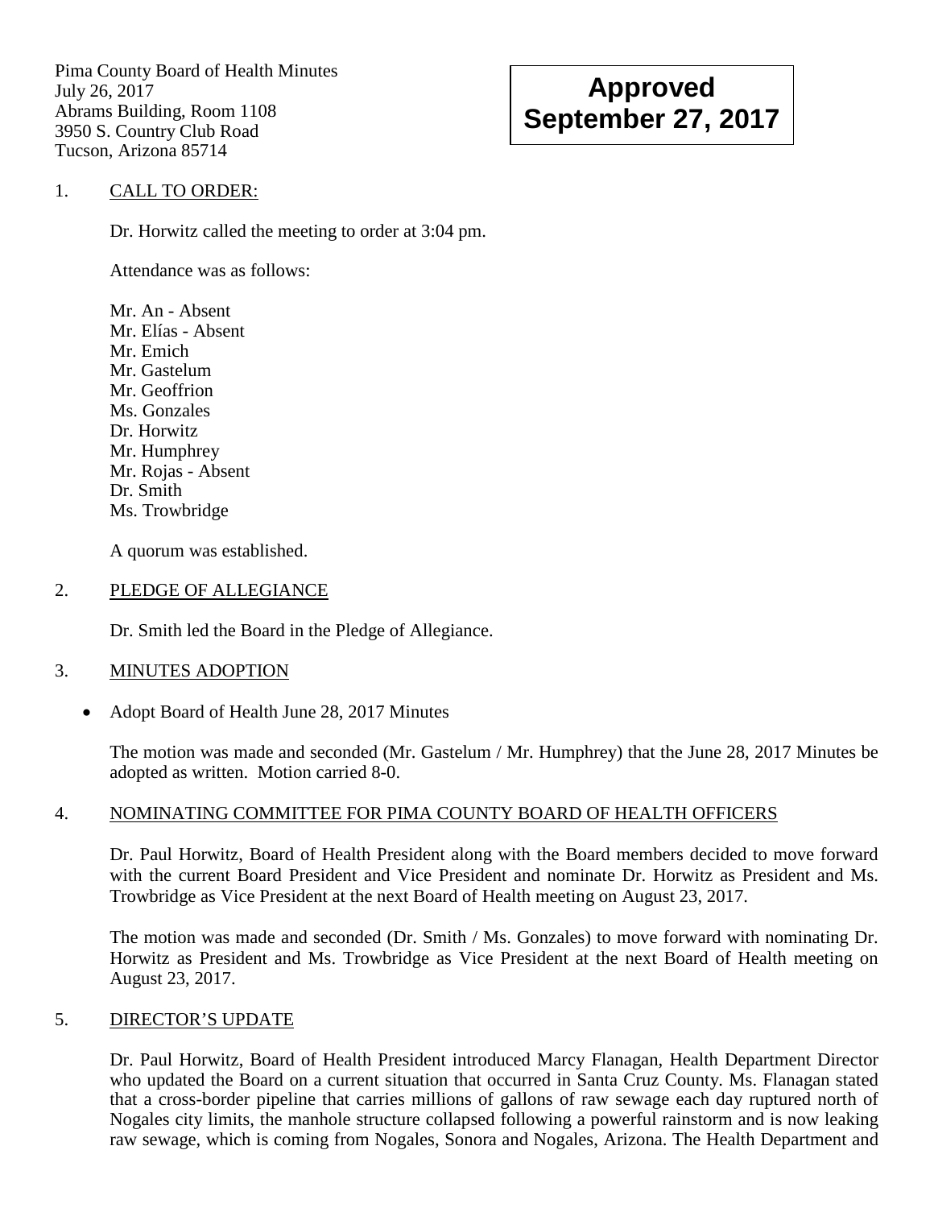Pima County Board of Health Minutes
July 26, 2017
Abrams Building, Room 1108
3950 S. Country Club Road
Tucson, Arizona 85714

**Approved**
**September 27, 2017**

1. CALL TO ORDER:

   Dr. Horwitz called the meeting to order at 3:04 pm.

   Attendance was as follows:

   Mr. An - Absent
   Mr. Elías - Absent
   Mr. Emich
   Mr. Gastelum
   Mr. Geoffrion
   Ms. Gonzales
   Dr. Horwitz
   Mr. Humphrey
   Mr. Rojas - Absent
   Dr. Smith
   Ms. Trowbridge

   A quorum was established.

2. PLEDGE OF ALLEGIANCE

   Dr. Smith led the Board in the Pledge of Allegiance.

3. MINUTES ADOPTION

   - Adopt Board of Health June 28, 2017 Minutes

   The motion was made and seconded (Mr. Gastelum / Mr. Humphrey) that the June 28, 2017 Minutes be adopted as written. Motion carried 8-0.

4. NOMINATING COMMITTEE FOR PIMA COUNTY BOARD OF HEALTH OFFICERS

   Dr. Paul Horwitz, Board of Health President along with the Board members decided to move forward with the current Board President and Vice President and nominate Dr. Horwitz as President and Ms. Trowbridge as Vice President at the next Board of Health meeting on August 23, 2017.

   The motion was made and seconded (Dr. Smith / Ms. Gonzales) to move forward with nominating Dr. Horwitz as President and Ms. Trowbridge as Vice President at the next Board of Health meeting on August 23, 2017.

5. DIRECTOR'S UPDATE

   Dr. Paul Horwitz, Board of Health President introduced Marcy Flanagan, Health Department Director who updated the Board on a current situation that occurred in Santa Cruz County. Ms. Flanagan stated that a cross-border pipeline that carries millions of gallons of raw sewage each day ruptured north of Nogales city limits, the manhole structure collapsed following a powerful rainstorm and is now leaking raw sewage, which is coming from Nogales, Sonora and Nogales, Arizona. The Health Department and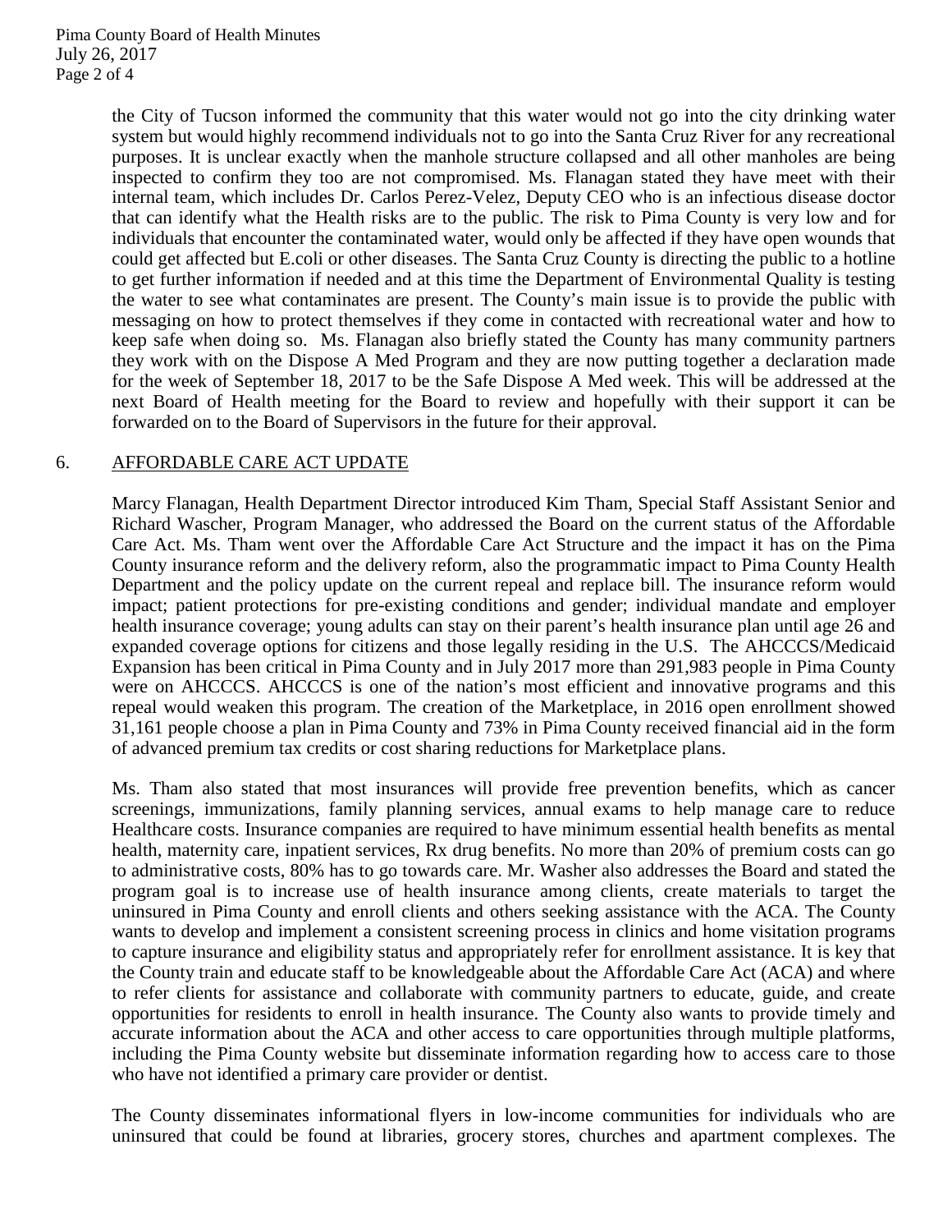the City of Tucson informed the community that this water would not go into the city drinking water system but would highly recommend individuals not to go into the Santa Cruz River for any recreational purposes. It is unclear exactly when the manhole structure collapsed and all other manholes are being inspected to confirm they too are not compromised. Ms. Flanagan stated they have meet with their internal team, which includes Dr. Carlos Perez-Velez, Deputy CEO who is an infectious disease doctor that can identify what the Health risks are to the public. The risk to Pima County is very low and for individuals that encounter the contaminated water, would only be affected if they have open wounds that could get affected but E.coli or other diseases. The Santa Cruz County is directing the public to a hotline to get further information if needed and at this time the Department of Environmental Quality is testing the water to see what contaminates are present. The County's main issue is to provide the public with messaging on how to protect themselves if they come in contacted with recreational water and how to keep safe when doing so. Ms. Flanagan also briefly stated the County has many community partners they work with on the Dispose A Med Program and they are now putting together a declaration made for the week of September 18, 2017 to be the Safe Dispose A Med week. This will be addressed at the next Board of Health meeting for the Board to review and hopefully with their support it can be forwarded on to the Board of Supervisors in the future for their approval.

6. <u>AFFORDABLE CARE ACT UPDATE</u>

Marcy Flanagan, Health Department Director introduced Kim Tham, Special Staff Assistant Senior and Richard Wascher, Program Manager, who addressed the Board on the current status of the Affordable Care Act. Ms. Tham went over the Affordable Care Act Structure and the impact it has on the Pima County insurance reform and the delivery reform, also the programmatic impact to Pima County Health Department and the policy update on the current repeal and replace bill. The insurance reform would impact; patient protections for pre-existing conditions and gender; individual mandate and employer health insurance coverage; young adults can stay on their parent's health insurance plan until age 26 and expanded coverage options for citizens and those legally residing in the U.S. The AHCCCS/Medicaid Expansion has been critical in Pima County and in July 2017 more than 291,983 people in Pima County were on AHCCCS. AHCCCS is one of the nation's most efficient and innovative programs and this repeal would weaken this program. The creation of the Marketplace, in 2016 open enrollment showed 31,161 people choose a plan in Pima County and 73% in Pima County received financial aid in the form of advanced premium tax credits or cost sharing reductions for Marketplace plans.

Ms. Tham also stated that most insurances will provide free prevention benefits, which as cancer screenings, immunizations, family planning services, annual exams to help manage care to reduce Healthcare costs. Insurance companies are required to have minimum essential health benefits as mental health, maternity care, inpatient services, Rx drug benefits. No more than 20% of premium costs can go to administrative costs, 80% has to go towards care. Mr. Washer also addresses the Board and stated the program goal is to increase use of health insurance among clients, create materials to target the uninsured in Pima County and enroll clients and others seeking assistance with the ACA. The County wants to develop and implement a consistent screening process in clinics and home visitation programs to capture insurance and eligibility status and appropriately refer for enrollment assistance. It is key that the County train and educate staff to be knowledgeable about the Affordable Care Act (ACA) and where to refer clients for assistance and collaborate with community partners to educate, guide, and create opportunities for residents to enroll in health insurance. The County also wants to provide timely and accurate information about the ACA and other access to care opportunities through multiple platforms, including the Pima County website but disseminate information regarding how to access care to those who have not identified a primary care provider or dentist.

The County disseminates informational flyers in low-income communities for individuals who are uninsured that could be found at libraries, grocery stores, churches and apartment complexes. The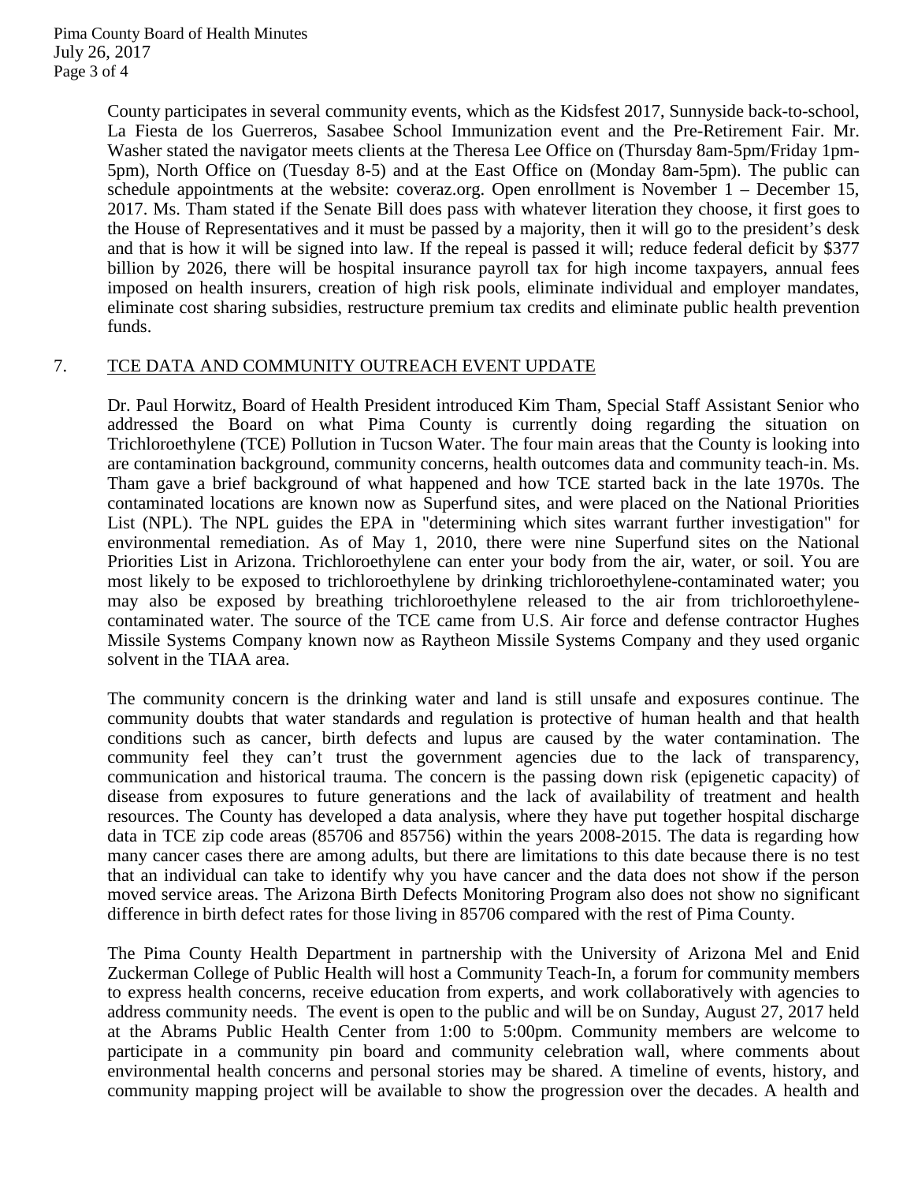County participates in several community events, which as the Kidsfest 2017, Sunnyside back-to-school, La Fiesta de los Guerreros, Sasabee School Immunization event and the Pre-Retirement Fair. Mr. Washer stated the navigator meets clients at the Theresa Lee Office on (Thursday 8am-5pm/Friday 1pm-5pm), North Office on (Tuesday 8-5) and at the East Office on (Monday 8am-5pm). The public can schedule appointments at the website: coveraz.org. Open enrollment is November 1 – December 15, 2017. Ms. Tham stated if the Senate Bill does pass with whatever literation they choose, it first goes to the House of Representatives and it must be passed by a majority, then it will go to the president's desk and that is how it will be signed into law. If the repeal is passed it will; reduce federal deficit by $377 billion by 2026, there will be hospital insurance payroll tax for high income taxpayers, annual fees imposed on health insurers, creation of high risk pools, eliminate individual and employer mandates, eliminate cost sharing subsidies, restructure premium tax credits and eliminate public health prevention funds.

7. <u>TCE DATA AND COMMUNITY OUTREACH EVENT UPDATE</u>

Dr. Paul Horwitz, Board of Health President introduced Kim Tham, Special Staff Assistant Senior who addressed the Board on what Pima County is currently doing regarding the situation on Trichloroethylene (TCE) Pollution in Tucson Water. The four main areas that the County is looking into are contamination background, community concerns, health outcomes data and community teach-in. Ms. Tham gave a brief background of what happened and how TCE started back in the late 1970s. The contaminated locations are known now as Superfund sites, and were placed on the National Priorities List (NPL). The NPL guides the EPA in "determining which sites warrant further investigation" for environmental remediation. As of May 1, 2010, there were nine Superfund sites on the National Priorities List in Arizona. Trichloroethylene can enter your body from the air, water, or soil. You are most likely to be exposed to trichloroethylene by drinking trichloroethylene-contaminated water; you may also be exposed by breathing trichloroethylene released to the air from trichloroethylene-contaminated water. The source of the TCE came from U.S. Air force and defense contractor Hughes Missile Systems Company known now as Raytheon Missile Systems Company and they used organic solvent in the TIAA area.

The community concern is the drinking water and land is still unsafe and exposures continue. The community doubts that water standards and regulation is protective of human health and that health conditions such as cancer, birth defects and lupus are caused by the water contamination. The community feel they can't trust the government agencies due to the lack of transparency, communication and historical trauma. The concern is the passing down risk (epigenetic capacity) of disease from exposures to future generations and the lack of availability of treatment and health resources. The County has developed a data analysis, where they have put together hospital discharge data in TCE zip code areas (85706 and 85756) within the years 2008-2015. The data is regarding how many cancer cases there are among adults, but there are limitations to this date because there is no test that an individual can take to identify why you have cancer and the data does not show if the person moved service areas. The Arizona Birth Defects Monitoring Program also does not show no significant difference in birth defect rates for those living in 85706 compared with the rest of Pima County.

The Pima County Health Department in partnership with the University of Arizona Mel and Enid Zuckerman College of Public Health will host a Community Teach-In, a forum for community members to express health concerns, receive education from experts, and work collaboratively with agencies to address community needs. The event is open to the public and will be on Sunday, August 27, 2017 held at the Abrams Public Health Center from 1:00 to 5:00pm. Community members are welcome to participate in a community pin board and community celebration wall, where comments about environmental health concerns and personal stories may be shared. A timeline of events, history, and community mapping project will be available to show the progression over the decades. A health and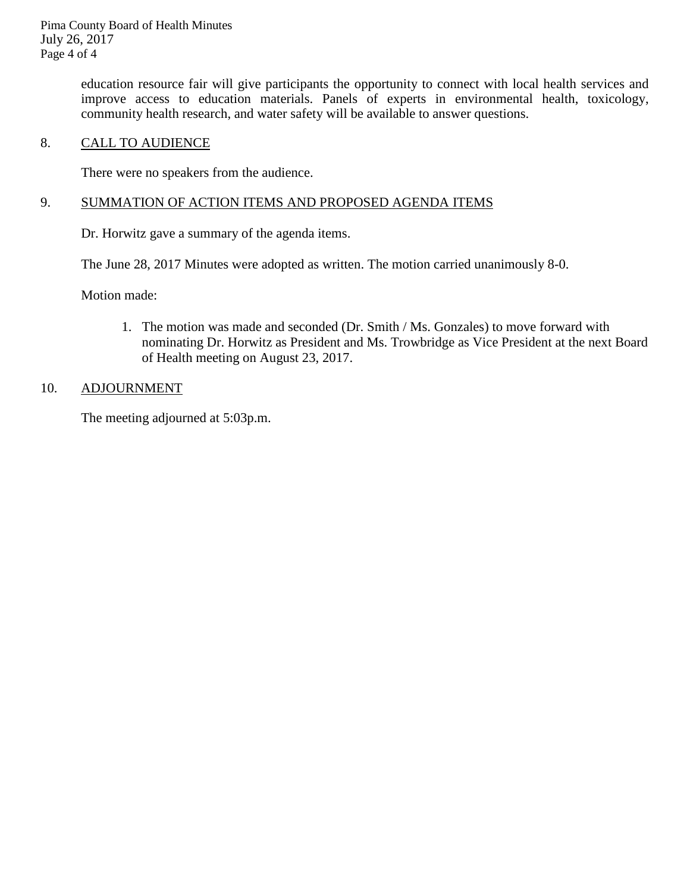education resource fair will give participants the opportunity to connect with local health services and improve access to education materials. Panels of experts in environmental health, toxicology, community health research, and water safety will be available to answer questions.

8. CALL TO AUDIENCE

There were no speakers from the audience.

9. SUMMATION OF ACTION ITEMS AND PROPOSED AGENDA ITEMS

Dr. Horwitz gave a summary of the agenda items.

The June 28, 2017 Minutes were adopted as written. The motion carried unanimously 8-0.

Motion made:

1. The motion was made and seconded (Dr. Smith / Ms. Gonzales) to move forward with nominating Dr. Horwitz as President and Ms. Trowbridge as Vice President at the next Board of Health meeting on August 23, 2017.

10. ADJOURNMENT

The meeting adjourned at 5:03p.m.